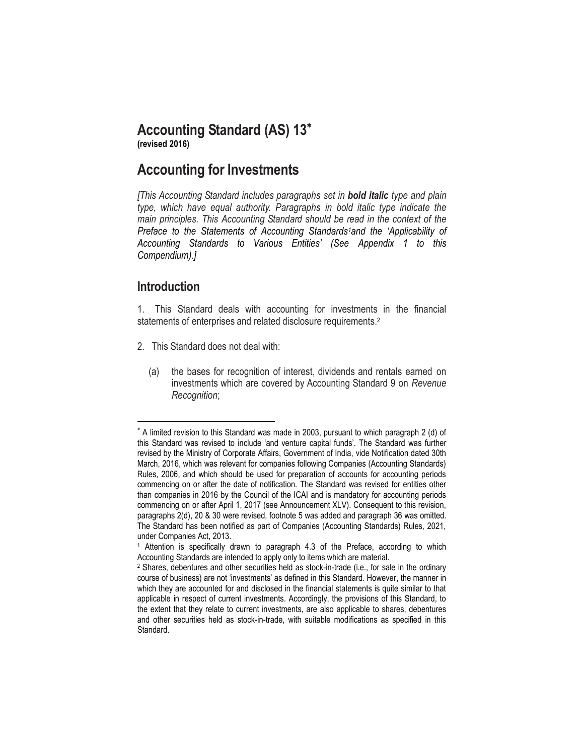# Accounting Standard (AS) 13*

**(revised 2016)**

# Accounting for Investments

*[This Accounting Standard includes paragraphs set in **bold italic** type and plain type, which have equal authority. Paragraphs in bold italic type indicate the main principles. This Accounting Standard should be read in the context of the Preface to the Statements of Accounting Standards[1] and the 'Applicability of Accounting Standards to Various Entities' (See Appendix 1 to this Compendium).]*

## Introduction

1. This Standard deals with accounting for investments in the financial statements of enterprises and related disclosure requirements.[2]

2. This Standard does not deal with:

   (a) the bases for recognition of interest, dividends and rentals earned on investments which are covered by Accounting Standard 9 on *Revenue Recognition*;

---

* A limited revision to this Standard was made in 2003, pursuant to which paragraph 2 (d) of this Standard was revised to include 'and venture capital funds'. The Standard was further revised by the Ministry of Corporate Affairs, Government of India, vide Notification dated 30th March, 2016, which was relevant for companies following Companies (Accounting Standards) Rules, 2006, and which should be used for preparation of accounts for accounting periods commencing on or after the date of notification. The Standard was revised for entities other than companies in 2016 by the Council of the ICAI and is mandatory for accounting periods commencing on or after April 1, 2017 (see Announcement XLV). Consequent to this revision, paragraphs 2(d), 20 & 30 were revised, footnote 5 was added and paragraph 36 was omitted. The Standard has been notified as part of Companies (Accounting Standards) Rules, 2021, under Companies Act, 2013.

[1] Attention is specifically drawn to paragraph 4.3 of the Preface, according to which Accounting Standards are intended to apply only to items which are material.

[2] Shares, debentures and other securities held as stock-in-trade (i.e., for sale in the ordinary course of business) are not 'investments' as defined in this Standard. However, the manner in which they are accounted for and disclosed in the financial statements is quite similar to that applicable in respect of current investments. Accordingly, the provisions of this Standard, to the extent that they relate to current investments, are also applicable to shares, debentures and other securities held as stock-in-trade, with suitable modifications as specified in this Standard.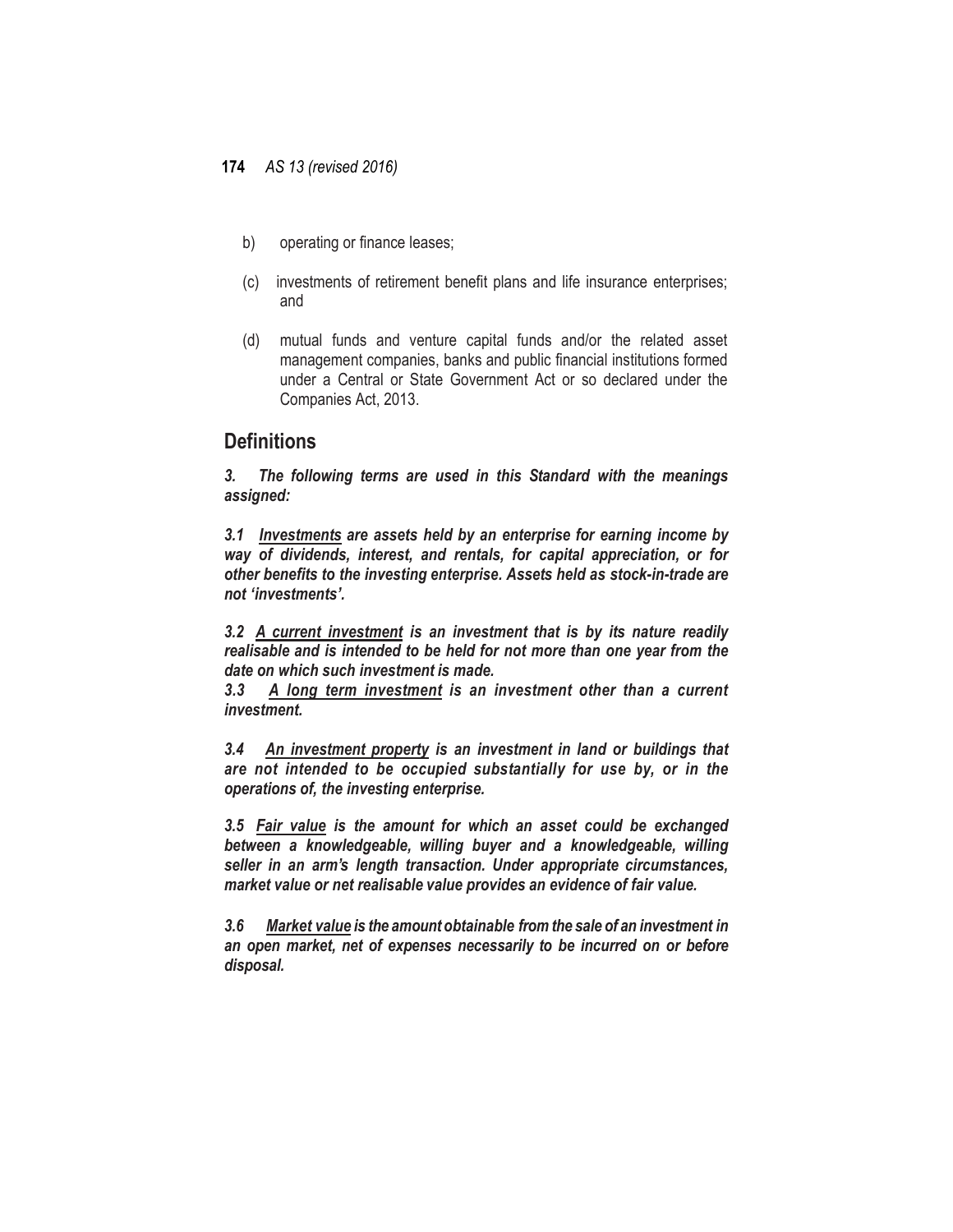b) operating or finance leases;

(c) investments of retirement benefit plans and life insurance enterprises; and

(d) mutual funds and venture capital funds and/or the related asset management companies, banks and public financial institutions formed under a Central or State Government Act or so declared under the Companies Act, 2013.

## Definitions

***3. The following terms are used in this Standard with the meanings assigned:***

***3.1 <u>Investments</u> are assets held by an enterprise for earning income by way of dividends, interest, and rentals, for capital appreciation, or for other benefits to the investing enterprise. Assets held as stock-in-trade are not 'investments'.***

***3.2 <u>A current investment</u> is an investment that is by its nature readily realisable and is intended to be held for not more than one year from the date on which such investment is made.***

***3.3 <u>A long term investment</u> is an investment other than a current investment.***

***3.4 <u>An investment property</u> is an investment in land or buildings that are not intended to be occupied substantially for use by, or in the operations of, the investing enterprise.***

***3.5 <u>Fair value</u> is the amount for which an asset could be exchanged between a knowledgeable, willing buyer and a knowledgeable, willing seller in an arm's length transaction. Under appropriate circumstances, market value or net realisable value provides an evidence of fair value.***

***3.6 <u>Market value</u> is the amount obtainable from the sale of an investment in an open market, net of expenses necessarily to be incurred on or before disposal.***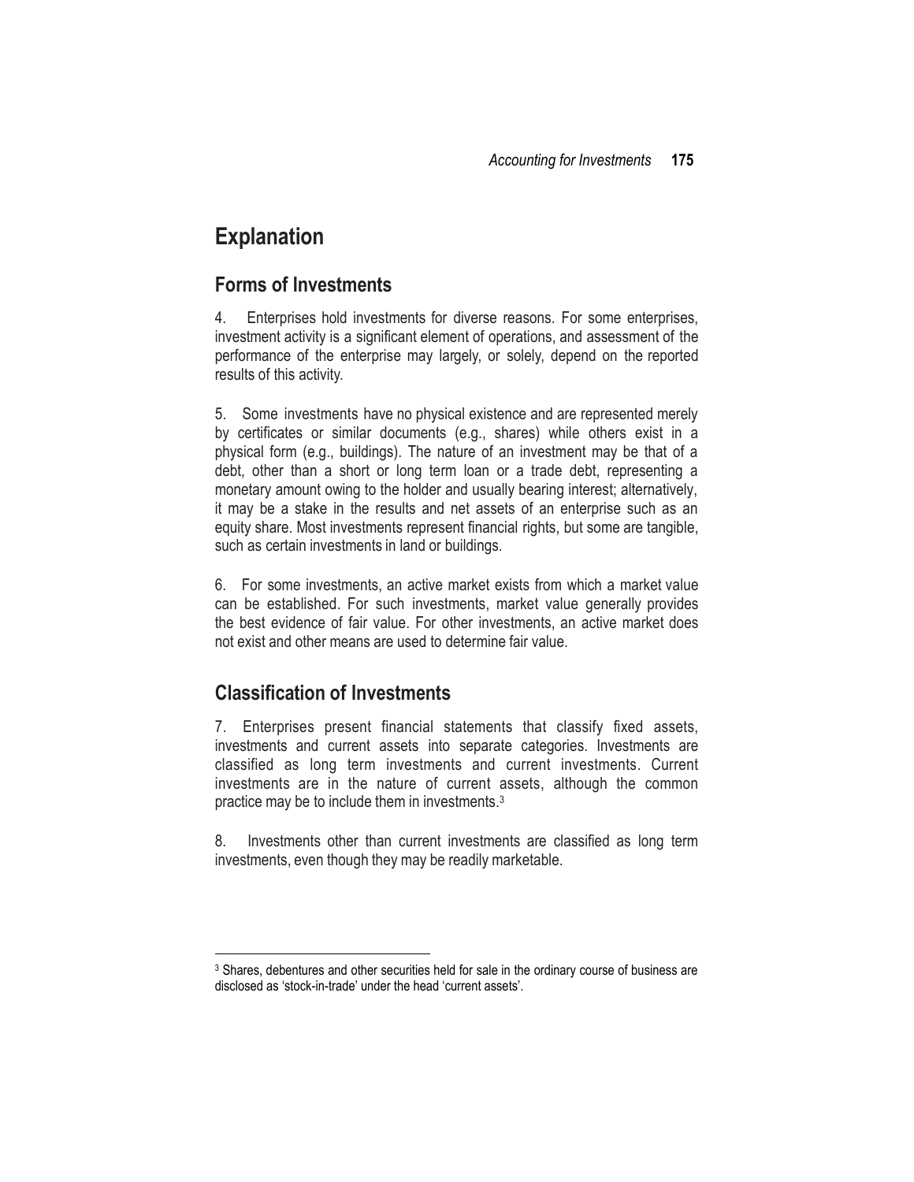## Explanation

### Forms of Investments

4. Enterprises hold investments for diverse reasons. For some enterprises, investment activity is a significant element of operations, and assessment of the performance of the enterprise may largely, or solely, depend on the reported results of this activity.

5. Some investments have no physical existence and are represented merely by certificates or similar documents (e.g., shares) while others exist in a physical form (e.g., buildings). The nature of an investment may be that of a debt, other than a short or long term loan or a trade debt, representing a monetary amount owing to the holder and usually bearing interest; alternatively, it may be a stake in the results and net assets of an enterprise such as an equity share. Most investments represent financial rights, but some are tangible, such as certain investments in land or buildings.

6. For some investments, an active market exists from which a market value can be established. For such investments, market value generally provides the best evidence of fair value. For other investments, an active market does not exist and other means are used to determine fair value.

### Classification of Investments

7. Enterprises present financial statements that classify fixed assets, investments and current assets into separate categories. Investments are classified as long term investments and current investments. Current investments are in the nature of current assets, although the common practice may be to include them in investments.[3]

8. Investments other than current investments are classified as long term investments, even though they may be readily marketable.

---

[3] Shares, debentures and other securities held for sale in the ordinary course of business are disclosed as 'stock-in-trade' under the head 'current assets'.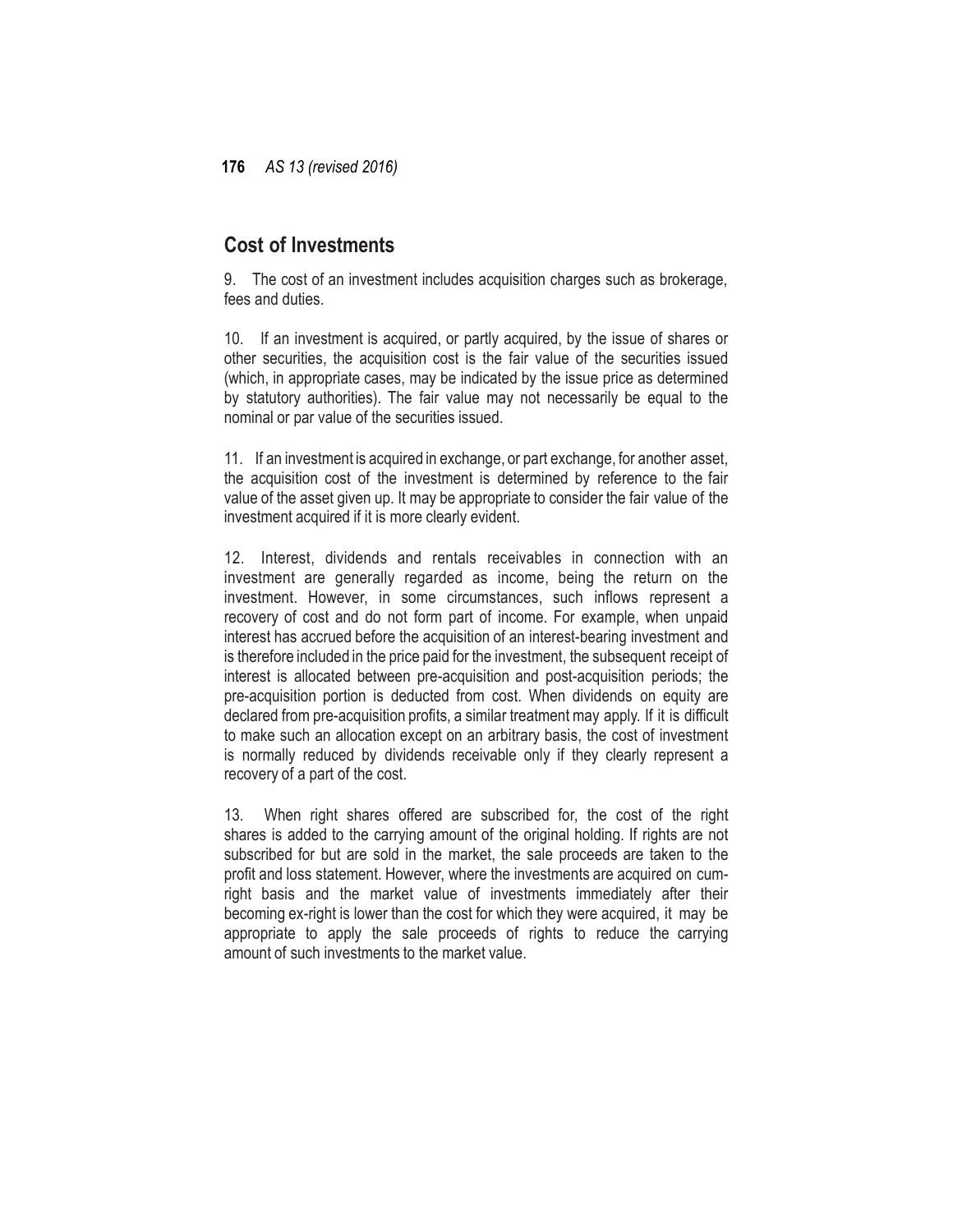## Cost of Investments

9. The cost of an investment includes acquisition charges such as brokerage, fees and duties.

10. If an investment is acquired, or partly acquired, by the issue of shares or other securities, the acquisition cost is the fair value of the securities issued (which, in appropriate cases, may be indicated by the issue price as determined by statutory authorities). The fair value may not necessarily be equal to the nominal or par value of the securities issued.

11. If an investment is acquired in exchange, or part exchange, for another asset, the acquisition cost of the investment is determined by reference to the fair value of the asset given up. It may be appropriate to consider the fair value of the investment acquired if it is more clearly evident.

12. Interest, dividends and rentals receivables in connection with an investment are generally regarded as income, being the return on the investment. However, in some circumstances, such inflows represent a recovery of cost and do not form part of income. For example, when unpaid interest has accrued before the acquisition of an interest-bearing investment and is therefore included in the price paid for the investment, the subsequent receipt of interest is allocated between pre-acquisition and post-acquisition periods; the pre-acquisition portion is deducted from cost. When dividends on equity are declared from pre-acquisition profits, a similar treatment may apply. If it is difficult to make such an allocation except on an arbitrary basis, the cost of investment is normally reduced by dividends receivable only if they clearly represent a recovery of a part of the cost.

13. When right shares offered are subscribed for, the cost of the right shares is added to the carrying amount of the original holding. If rights are not subscribed for but are sold in the market, the sale proceeds are taken to the profit and loss statement. However, where the investments are acquired on cum-right basis and the market value of investments immediately after their becoming ex-right is lower than the cost for which they were acquired, it may be appropriate to apply the sale proceeds of rights to reduce the carrying amount of such investments to the market value.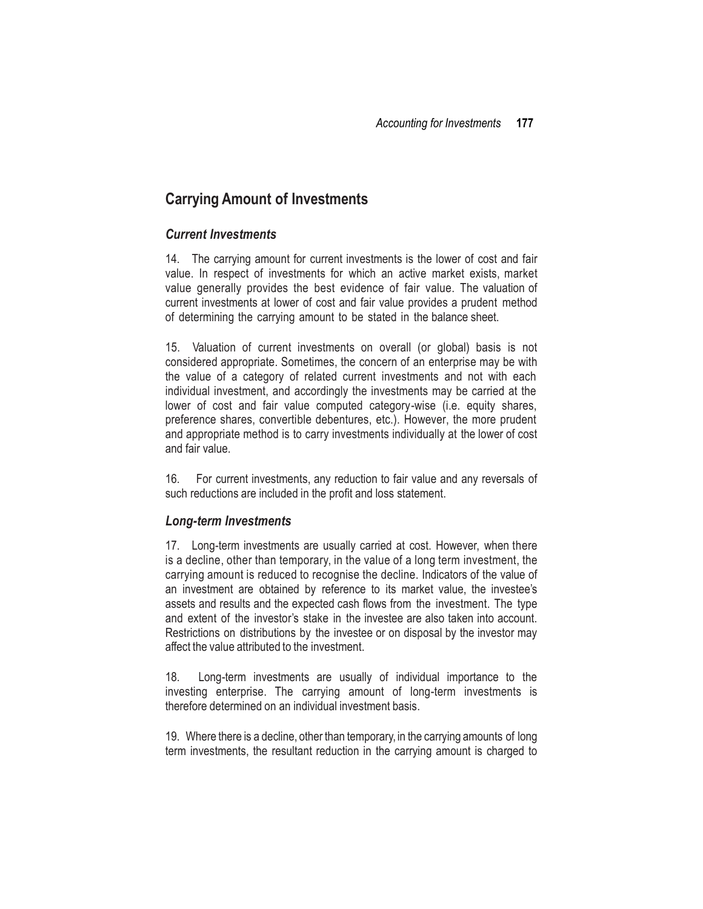## Carrying Amount of Investments

### *Current Investments*

14. The carrying amount for current investments is the lower of cost and fair value. In respect of investments for which an active market exists, market value generally provides the best evidence of fair value. The valuation of current investments at lower of cost and fair value provides a prudent method of determining the carrying amount to be stated in the balance sheet.

15. Valuation of current investments on overall (or global) basis is not considered appropriate. Sometimes, the concern of an enterprise may be with the value of a category of related current investments and not with each individual investment, and accordingly the investments may be carried at the lower of cost and fair value computed category-wise (i.e. equity shares, preference shares, convertible debentures, etc.). However, the more prudent and appropriate method is to carry investments individually at the lower of cost and fair value.

16. For current investments, any reduction to fair value and any reversals of such reductions are included in the profit and loss statement.

### *Long-term Investments*

17. Long-term investments are usually carried at cost. However, when there is a decline, other than temporary, in the value of a long term investment, the carrying amount is reduced to recognise the decline. Indicators of the value of an investment are obtained by reference to its market value, the investee's assets and results and the expected cash flows from the investment. The type and extent of the investor's stake in the investee are also taken into account. Restrictions on distributions by the investee or on disposal by the investor may affect the value attributed to the investment.

18. Long-term investments are usually of individual importance to the investing enterprise. The carrying amount of long-term investments is therefore determined on an individual investment basis.

19. Where there is a decline, other than temporary, in the carrying amounts of long term investments, the resultant reduction in the carrying amount is charged to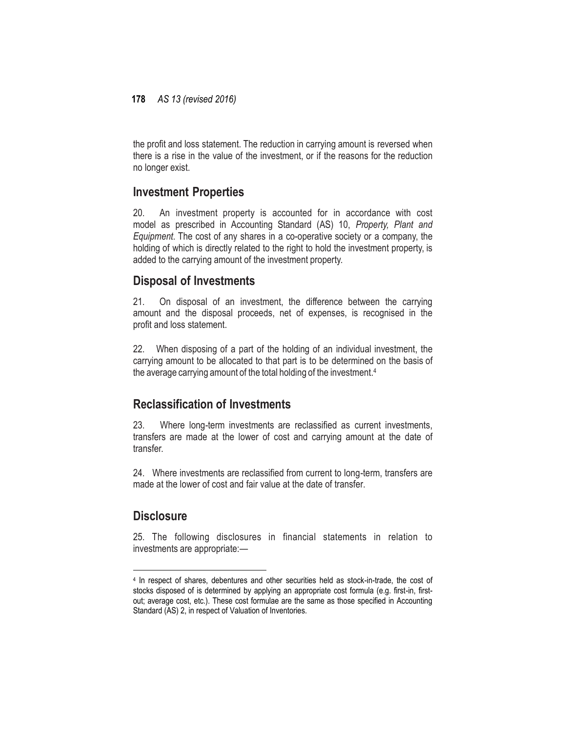the profit and loss statement. The reduction in carrying amount is reversed when there is a rise in the value of the investment, or if the reasons for the reduction no longer exist.

## Investment Properties

20. An investment property is accounted for in accordance with cost model as prescribed in Accounting Standard (AS) 10, *Property, Plant and Equipment*. The cost of any shares in a co-operative society or a company, the holding of which is directly related to the right to hold the investment property, is added to the carrying amount of the investment property.

## Disposal of Investments

21. On disposal of an investment, the difference between the carrying amount and the disposal proceeds, net of expenses, is recognised in the profit and loss statement.

22. When disposing of a part of the holding of an individual investment, the carrying amount to be allocated to that part is to be determined on the basis of the average carrying amount of the total holding of the investment.[4]

## Reclassification of Investments

23. Where long-term investments are reclassified as current investments, transfers are made at the lower of cost and carrying amount at the date of transfer.

24. Where investments are reclassified from current to long-term, transfers are made at the lower of cost and fair value at the date of transfer.

## Disclosure

25. The following disclosures in financial statements in relation to investments are appropriate:—

---

[4] In respect of shares, debentures and other securities held as stock-in-trade, the cost of stocks disposed of is determined by applying an appropriate cost formula (e.g. first-in, first-out; average cost, etc.). These cost formulae are the same as those specified in Accounting Standard (AS) 2, in respect of Valuation of Inventories.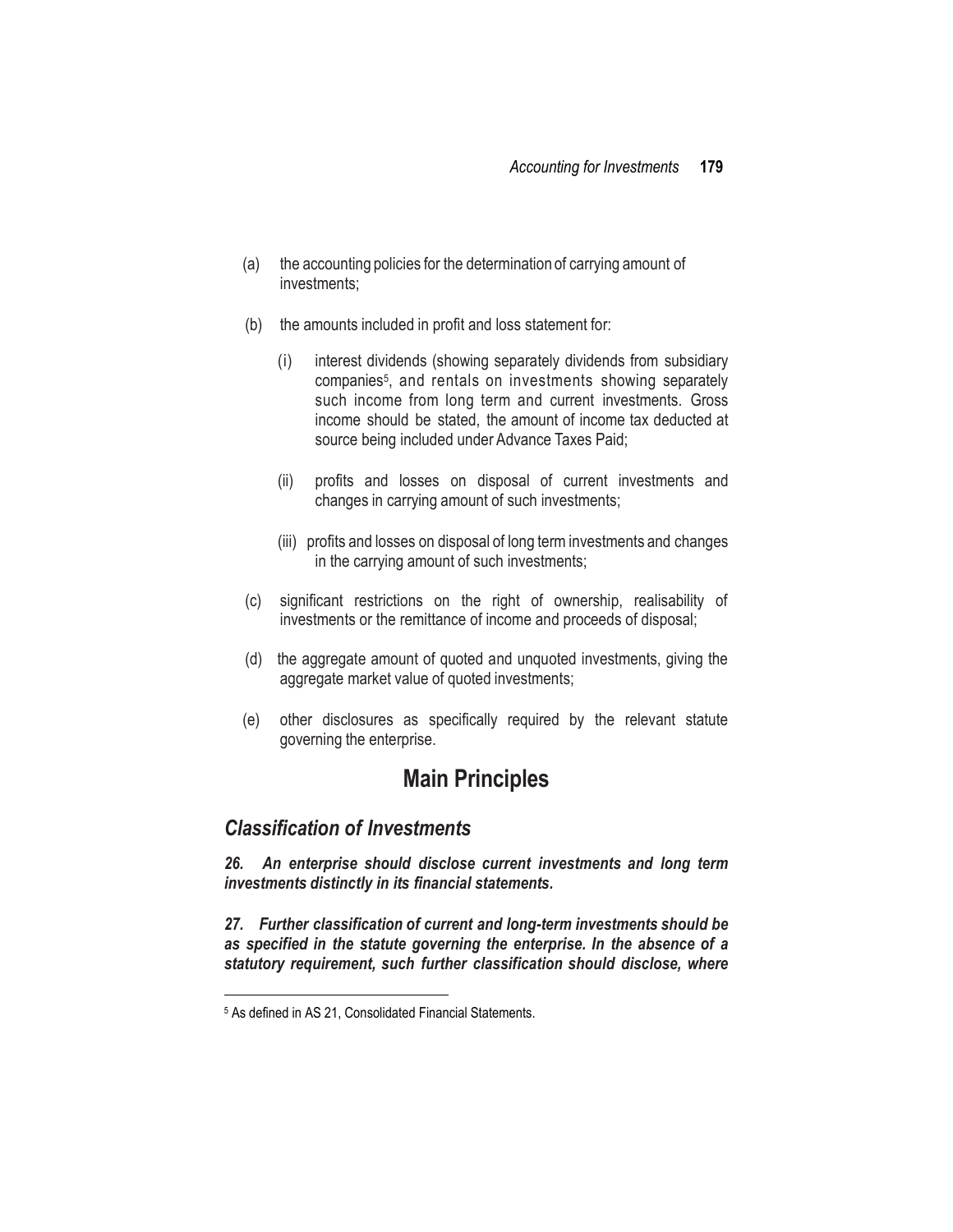(a) the accounting policies for the determination of carrying amount of investments;

(b) the amounts included in profit and loss statement for:

  (i) interest dividends (showing separately dividends from subsidiary companies[5], and rentals on investments showing separately such income from long term and current investments. Gross income should be stated, the amount of income tax deducted at source being included under Advance Taxes Paid;

  (ii) profits and losses on disposal of current investments and changes in carrying amount of such investments;

  (iii) profits and losses on disposal of long term investments and changes in the carrying amount of such investments;

(c) significant restrictions on the right of ownership, realisability of investments or the remittance of income and proceeds of disposal;

(d) the aggregate amount of quoted and unquoted investments, giving the aggregate market value of quoted investments;

(e) other disclosures as specifically required by the relevant statute governing the enterprise.

## Main Principles

### *Classification of Investments*

***26. An enterprise should disclose current investments and long term investments distinctly in its financial statements.***

***27. Further classification of current and long-term investments should be as specified in the statute governing the enterprise. In the absence of a statutory requirement, such further classification should disclose, where***

---

[5] As defined in AS 21, Consolidated Financial Statements.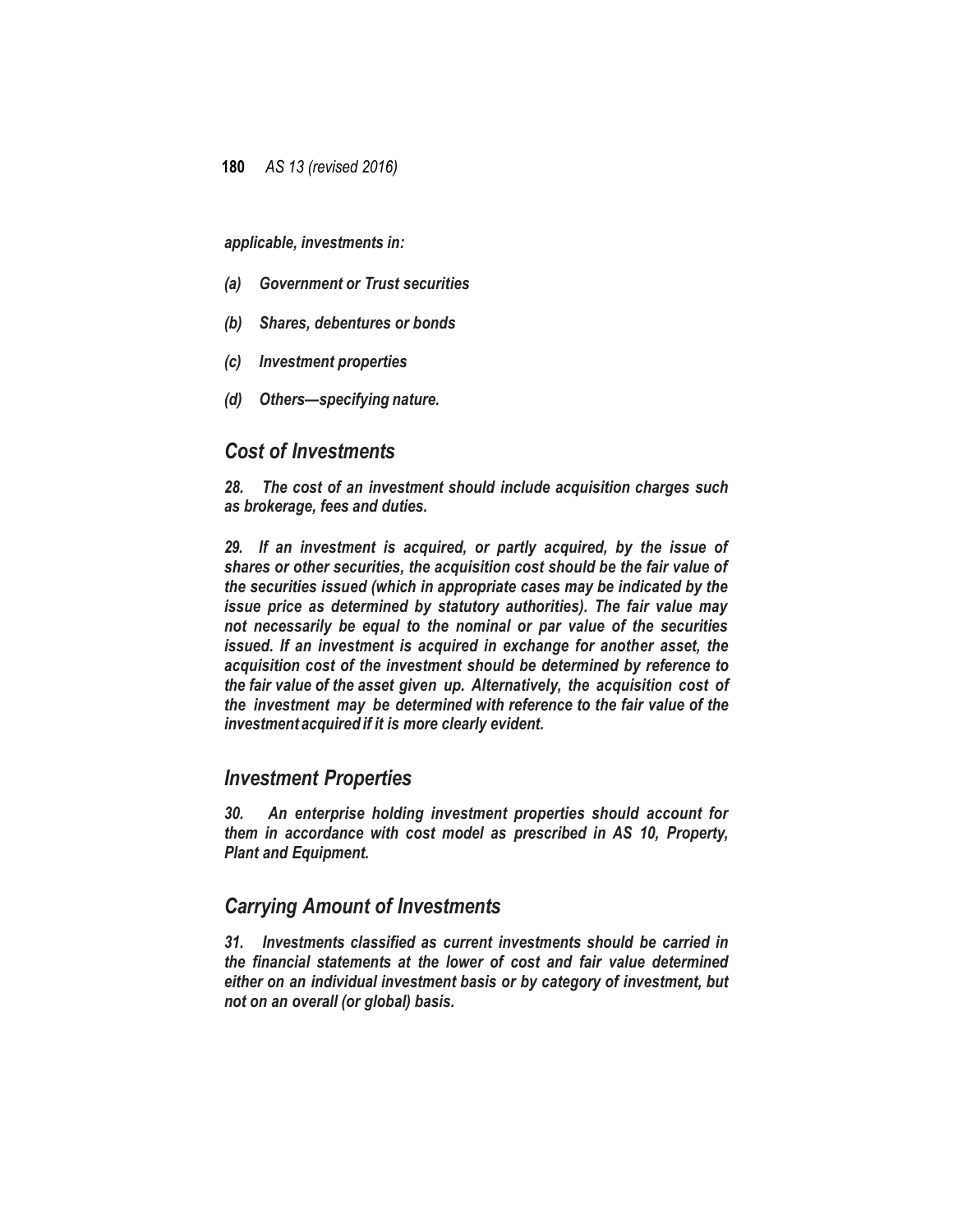***applicable, investments in:***

- ***(a) Government or Trust securities***
- ***(b) Shares, debentures or bonds***
- ***(c) Investment properties***
- ***(d) Others—specifying nature.***

## *Cost of Investments*

***28. The cost of an investment should include acquisition charges such as brokerage, fees and duties.***

***29. If an investment is acquired, or partly acquired, by the issue of shares or other securities, the acquisition cost should be the fair value of the securities issued (which in appropriate cases may be indicated by the issue price as determined by statutory authorities). The fair value may not necessarily be equal to the nominal or par value of the securities issued. If an investment is acquired in exchange for another asset, the acquisition cost of the investment should be determined by reference to the fair value of the asset given up. Alternatively, the acquisition cost of the investment may be determined with reference to the fair value of the investment acquired if it is more clearly evident.***

## *Investment Properties*

***30. An enterprise holding investment properties should account for them in accordance with cost model as prescribed in AS 10, Property, Plant and Equipment.***

## *Carrying Amount of Investments*

***31. Investments classified as current investments should be carried in the financial statements at the lower of cost and fair value determined either on an individual investment basis or by category of investment, but not on an overall (or global) basis.***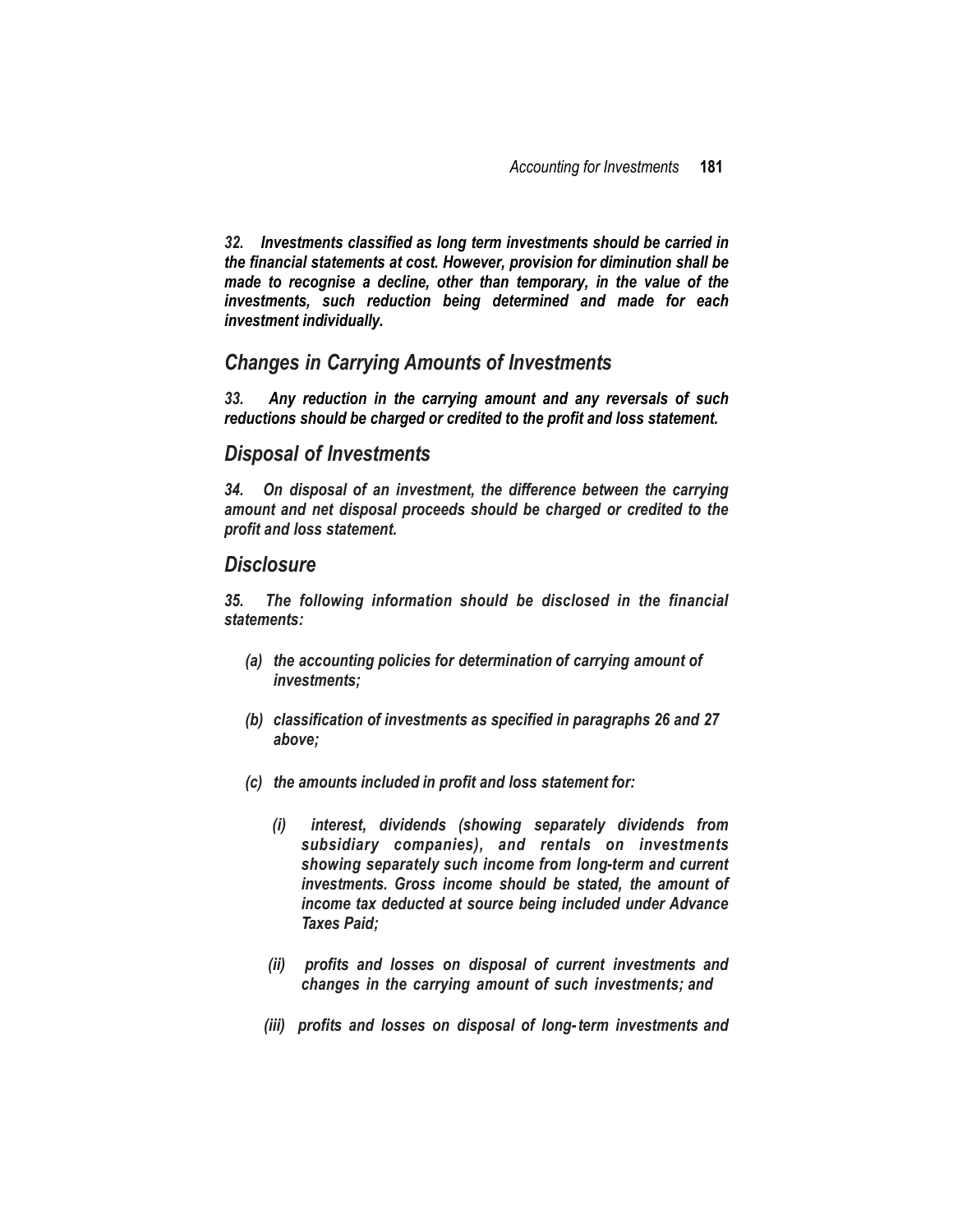***32. Investments classified as long term investments should be carried in the financial statements at cost. However, provision for diminution shall be made to recognise a decline, other than temporary, in the value of the investments, such reduction being determined and made for each investment individually.***

## *Changes in Carrying Amounts of Investments*

***33. Any reduction in the carrying amount and any reversals of such reductions should be charged or credited to the profit and loss statement.***

## *Disposal of Investments*

***34. On disposal of an investment, the difference between the carrying amount and net disposal proceeds should be charged or credited to the profit and loss statement.***

## *Disclosure*

***35. The following information should be disclosed in the financial statements:***

***(a) the accounting policies for determination of carrying amount of investments;***

***(b) classification of investments as specified in paragraphs 26 and 27 above;***

***(c) the amounts included in profit and loss statement for:***

***(i) interest, dividends (showing separately dividends from subsidiary companies), and rentals on investments showing separately such income from long-term and current investments. Gross income should be stated, the amount of income tax deducted at source being included under Advance Taxes Paid;***

***(ii) profits and losses on disposal of current investments and changes in the carrying amount of such investments; and***

***(iii) profits and losses on disposal of long-term investments and***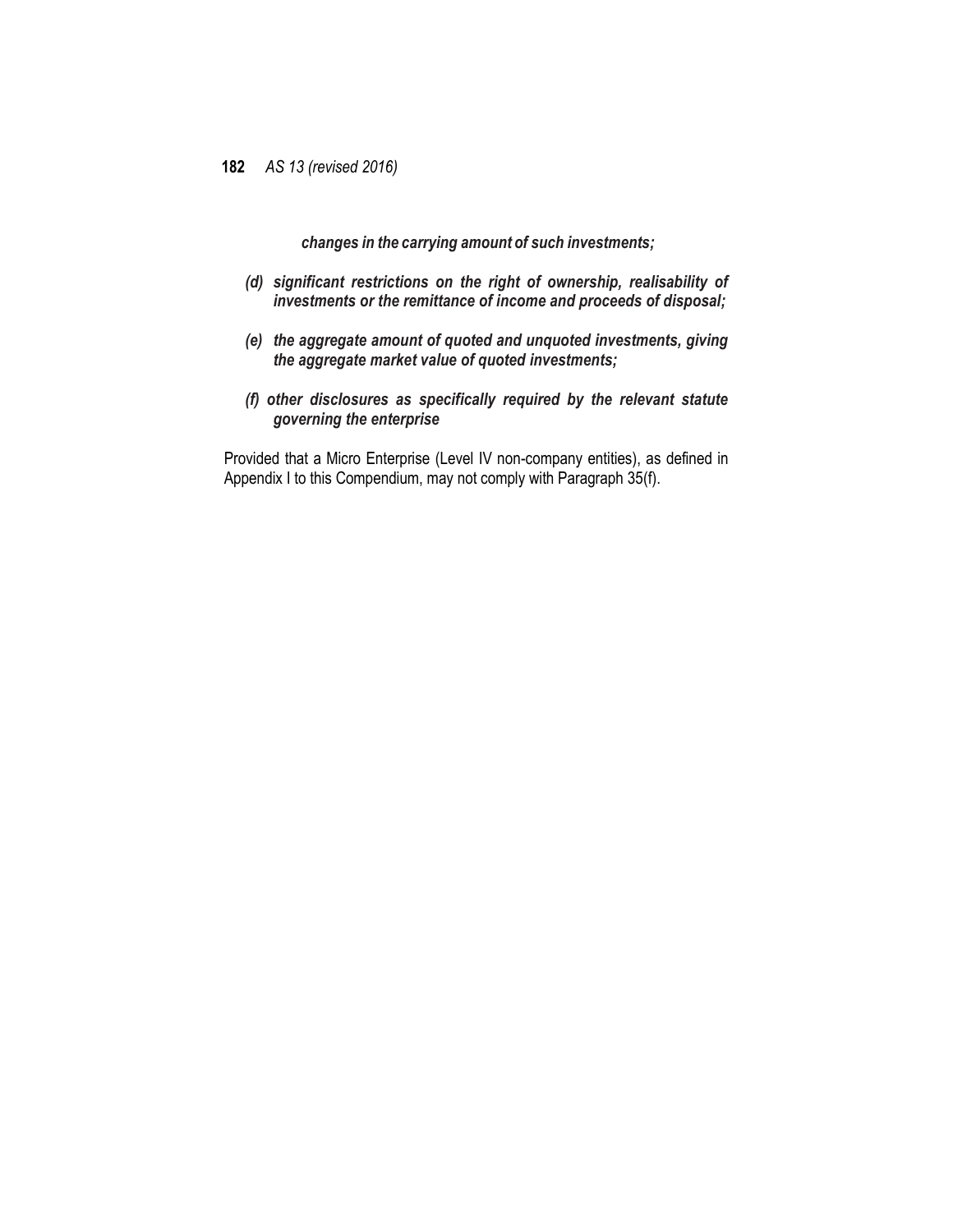***changes in the carrying amount of such investments;***

***(d) significant restrictions on the right of ownership, realisability of investments or the remittance of income and proceeds of disposal;***

***(e) the aggregate amount of quoted and unquoted investments, giving the aggregate market value of quoted investments;***

***(f) other disclosures as specifically required by the relevant statute governing the enterprise***

Provided that a Micro Enterprise (Level IV non-company entities), as defined in Appendix I to this Compendium, may not comply with Paragraph 35(f).